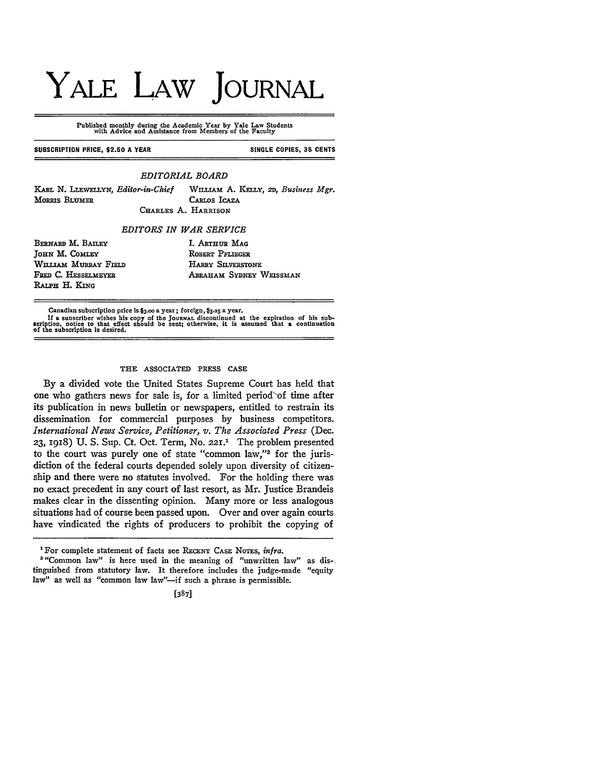# YALE LAW JOURNAL

Published monthly during the Academic Year by Yale Law Students with Advice and Assistance from Members of the Faculty

SUBSCRIPTION PRICE, $2.50 A YEAR — SINGLE COPIES, 35 CENTS

### *EDITORIAL BOARD*

KARL N. LLEWELLYN, *Editor-in-Chief*
WILLIAM A. KELLY, 2D, *Business Mgr.*
MORRIS BLUMER
CARLOS ICAZA
CHARLES A. HARRISON

### *EDITORS IN WAR SERVICE*

BERNARD M. BAILEY
JOHN M. COMLEY
WILLIAM MURRAY FIELD
FRED C. HESSELMEYER
RALPH H. KING
I. ARTHUR MAG
ROBERT PFLIEGER
HARRY SILVERSTONE
ABRAHAM SYDNEY WEISSMAN

Canadian subscription price is $3.00 a year; foreign, $3.25 a year.

If a subscriber wishes his copy of the JOURNAL discontinued at the expiration of his subscription, notice to that effect should be sent; otherwise, it is assumed that a continuation of the subscription is desired.

## THE ASSOCIATED PRESS CASE

By a divided vote the United States Supreme Court has held that one who gathers news for sale is, for a limited period of time after its publication in news bulletin or newspapers, entitled to restrain its dissemination for commercial purposes by business competitors. *International News Service, Petitioner, v. The Associated Press* (Dec. 23, 1918) U. S. Sup. Ct. Oct. Term, No. 221.[1] The problem presented to the court was purely one of state "common law,"[2] for the jurisdiction of the federal courts depended solely upon diversity of citizenship and there were no statutes involved. For the holding there was no exact precedent in any court of last resort, as Mr. Justice Brandeis makes clear in the dissenting opinion. Many more or less analogous situations had of course been passed upon. Over and over again courts have vindicated the rights of producers to prohibit the copying of

---

[1] For complete statement of facts see RECENT CASE NOTES, *infra*.

[2] "Common law" is here used in the meaning of "unwritten law" as distinguished from statutory law. It therefore includes the judge-made "equity law" as well as "common law law"—if such a phrase is permissible.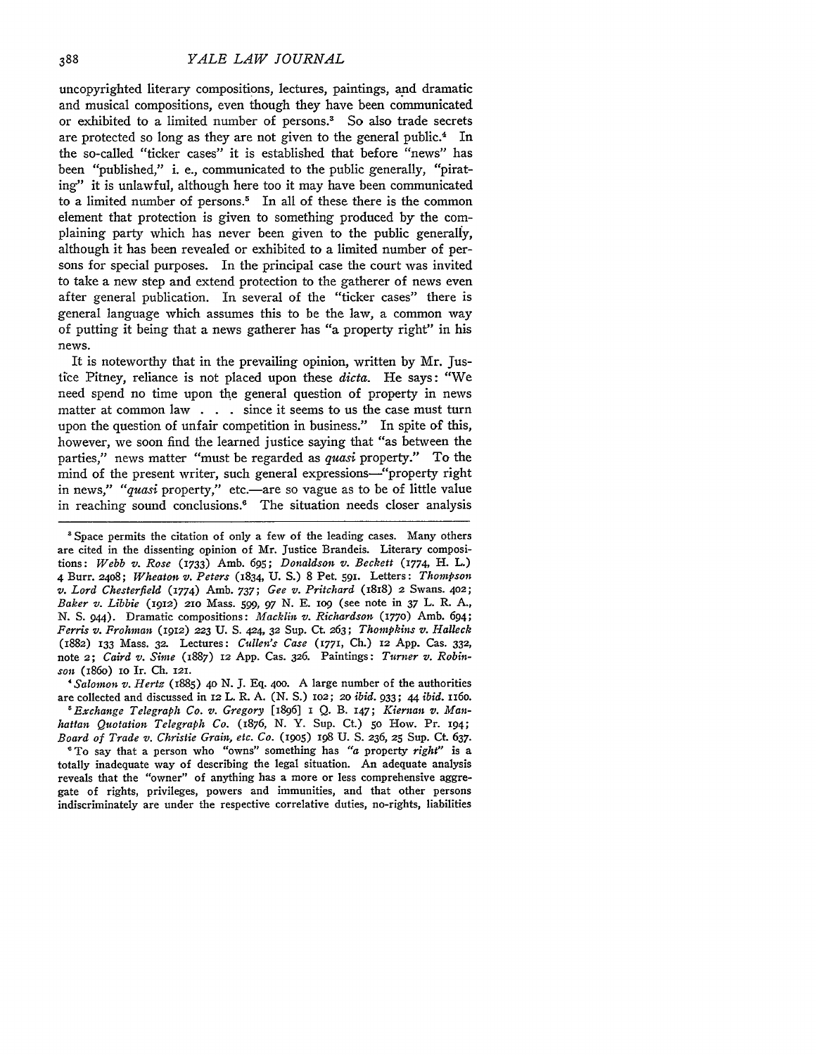uncopyrighted literary compositions, lectures, paintings, and dramatic and musical compositions, even though they have been communicated or exhibited to a limited number of persons.[3] So also trade secrets are protected so long as they are not given to the general public.[4] In the so-called "ticker cases" it is established that before "news" has been "published," i. e., communicated to the public generally, "pirating" it is unlawful, although here too it may have been communicated to a limited number of persons.[5] In all of these there is the common element that protection is given to something produced by the complaining party which has never been given to the public generally, although it has been revealed or exhibited to a limited number of persons for special purposes. In the principal case the court was invited to take a new step and extend protection to the gatherer of news even after general publication. In several of the "ticker cases" there is general language which assumes this to be the law, a common way of putting it being that a news gatherer has "a property right" in his news.

It is noteworthy that in the prevailing opinion, written by Mr. Justice Pitney, reliance is not placed upon these *dicta*. He says: "We need spend no time upon the general question of property in news matter at common law . . . since it seems to us the case must turn upon the question of unfair competition in business." In spite of this, however, we soon find the learned justice saying that "as between the parties," news matter "must be regarded as *quasi* property." To the mind of the present writer, such general expressions—"property right in news," "*quasi* property," etc.—are so vague as to be of little value in reaching sound conclusions.[6] The situation needs closer analysis

---

[3] Space permits the citation of only a few of the leading cases. Many others are cited in the dissenting opinion of Mr. Justice Brandeis. Literary compositions: *Webb v. Rose* (1733) Amb. 695; *Donaldson v. Beckett* (1774, H. L.) 4 Burr. 2408; *Wheaton v. Peters* (1834, U. S.) 8 Pet. 591. Letters: *Thompson v. Lord Chesterfield* (1774) Amb. 737; *Gee v. Pritchard* (1818) 2 Swans. 402; *Baker v. Libbie* (1912) 210 Mass. 599, 97 N. E. 109 (see note in 37 L. R. A., N. S. 944). Dramatic compositions: *Macklin v. Richardson* (1770) Amb. 694; *Ferris v. Frohman* (1912) 223 U. S. 424, 32 Sup. Ct. 263; *Thompkins v. Halleck* (1882) 133 Mass. 32. Lectures: *Cullen's Case* (1771, Ch.) 12 App. Cas. 332, note 2; *Caird v. Sime* (1887) 12 App. Cas. 326. Paintings: *Turner v. Robinson* (1860) 10 Ir. Ch. 121.

[4] *Salomon v. Hertz* (1885) 40 N. J. Eq. 400. A large number of the authorities are collected and discussed in 12 L. R. A. (N. S.) 102; 20 *ibid.* 933; 44 *ibid.* 1160.

[5] *Exchange Telegraph Co. v. Gregory* [1896] 1 Q. B. 147; *Kiernan v. Manhattan Quotation Telegraph Co.* (1876, N. Y. Sup. Ct.) 50 How. Pr. 194; *Board of Trade v. Christie Grain, etc. Co.* (1905) 198 U. S. 236, 25 Sup. Ct. 637.

[6] To say that a person who "owns" something has "*a* property *right*" is a totally inadequate way of describing the legal situation. An adequate analysis reveals that the "owner" of anything has a more or less comprehensive aggregate of rights, privileges, powers and immunities, and that other persons indiscriminately are under the respective correlative duties, no-rights, liabilities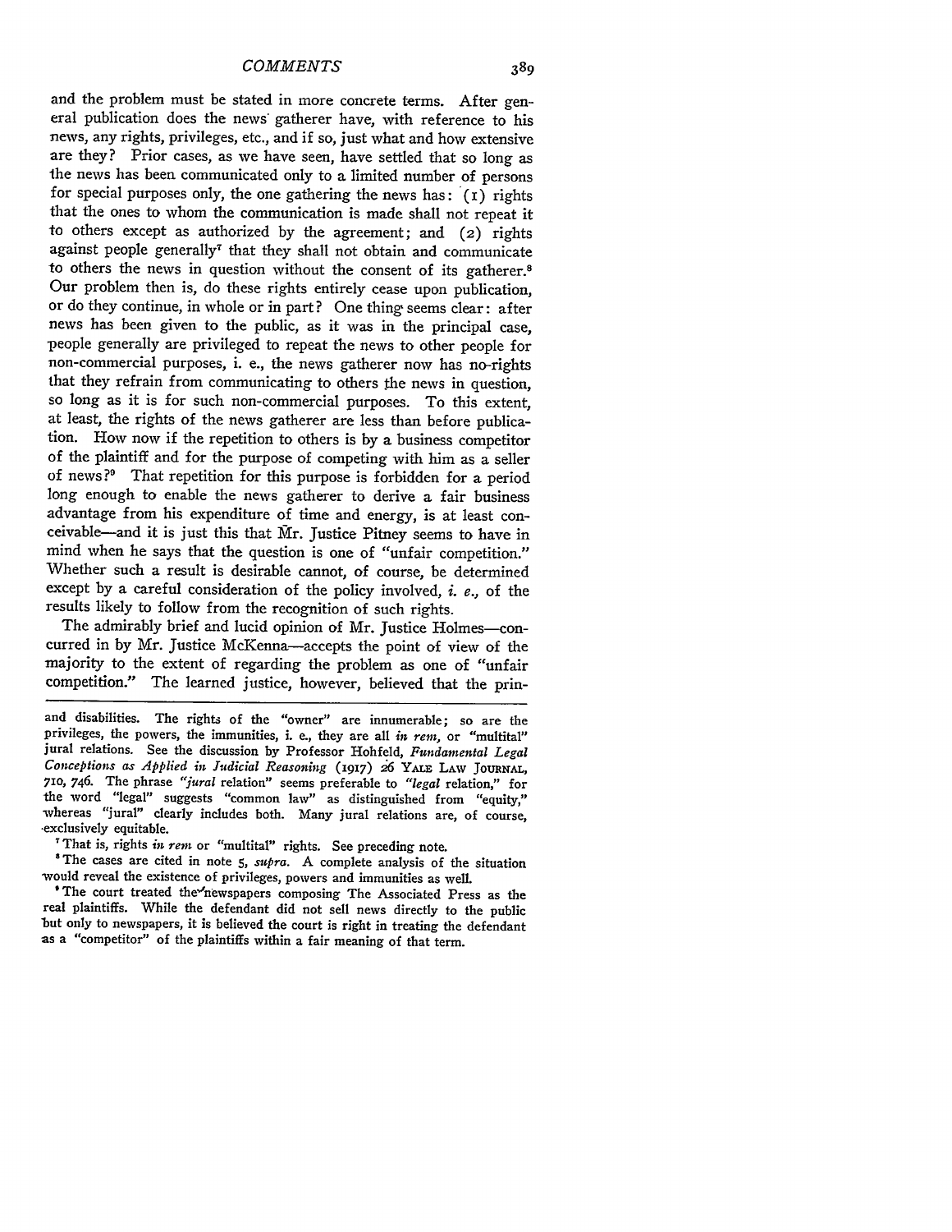and the problem must be stated in more concrete terms. After general publication does the news gatherer have, with reference to his news, any rights, privileges, etc., and if so, just what and how extensive are they? Prior cases, as we have seen, have settled that so long as the news has been communicated only to a limited number of persons for special purposes only, the one gathering the news has: (1) rights that the ones to whom the communication is made shall not repeat it to others except as authorized by the agreement; and (2) rights against people generally[7] that they shall not obtain and communicate to others the news in question without the consent of its gatherer.[8] Our problem then is, do these rights entirely cease upon publication, or do they continue, in whole or in part? One thing seems clear: after news has been given to the public, as it was in the principal case, people generally are privileged to repeat the news to other people for non-commercial purposes, i. e., the news gatherer now has no-rights that they refrain from communicating to others the news in question, so long as it is for such non-commercial purposes. To this extent, at least, the rights of the news gatherer are less than before publication. How now if the repetition to others is by a business competitor of the plaintiff and for the purpose of competing with him as a seller of news?[9] That repetition for this purpose is forbidden for a period long enough to enable the news gatherer to derive a fair business advantage from his expenditure of time and energy, is at least conceivable—and it is just this that Mr. Justice Pitney seems to have in mind when he says that the question is one of "unfair competition." Whether such a result is desirable cannot, of course, be determined except by a careful consideration of the policy involved, *i. e.*, of the results likely to follow from the recognition of such rights.

The admirably brief and lucid opinion of Mr. Justice Holmes—concurred in by Mr. Justice McKenna—accepts the point of view of the majority to the extent of regarding the problem as one of "unfair competition." The learned justice, however, believed that the prin-

---

and disabilities. The rights of the "owner" are innumerable; so are the privileges, the powers, the immunities, i. e., they are all *in rem*, or "multital" jural relations. See the discussion by Professor Hohfeld, *Fundamental Legal Conceptions as Applied in Judicial Reasoning* (1917) 26 YALE LAW JOURNAL, 710, 746. The phrase *"jural* relation" seems preferable to *"legal* relation," for the word "legal" suggests "common law" as distinguished from "equity," whereas "jural" clearly includes both. Many jural relations are, of course, exclusively equitable.

[7] That is, rights *in rem* or "multital" rights. See preceding note.

[8] The cases are cited in note 5, *supra*. A complete analysis of the situation would reveal the existence of privileges, powers and immunities as well.

[9] The court treated the newspapers composing The Associated Press as the real plaintiffs. While the defendant did not sell news directly to the public but only to newspapers, it is believed the court is right in treating the defendant as a "competitor" of the plaintiffs within a fair meaning of that term.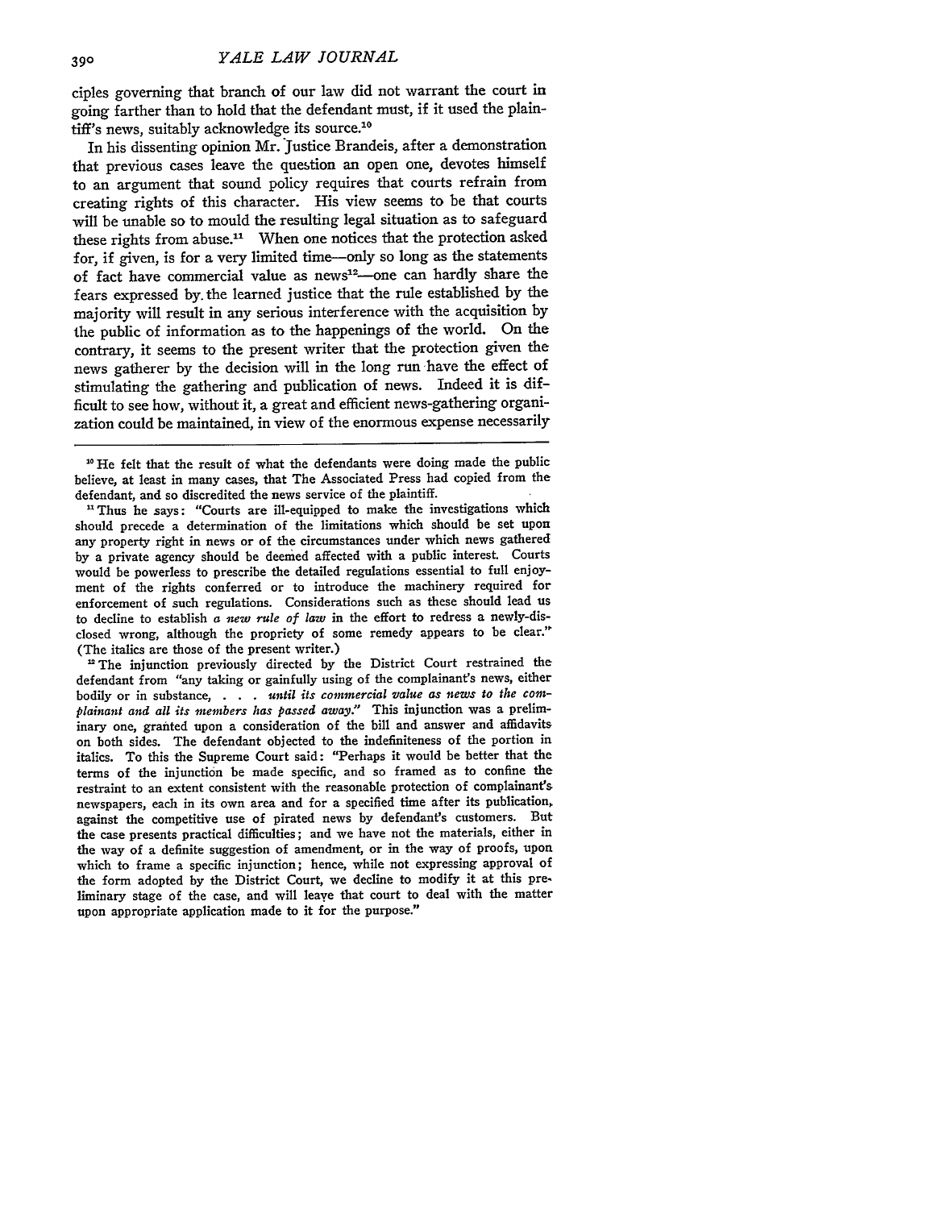ciples governing that branch of our law did not warrant the court in going farther than to hold that the defendant must, if it used the plaintiff's news, suitably acknowledge its source.[10]

In his dissenting opinion Mr. Justice Brandeis, after a demonstration that previous cases leave the question an open one, devotes himself to an argument that sound policy requires that courts refrain from creating rights of this character. His view seems to be that courts will be unable so to mould the resulting legal situation as to safeguard these rights from abuse.[11] When one notices that the protection asked for, if given, is for a very limited time—only so long as the statements of fact have commercial value as news[12]—one can hardly share the fears expressed by the learned justice that the rule established by the majority will result in any serious interference with the acquisition by the public of information as to the happenings of the world. On the contrary, it seems to the present writer that the protection given the news gatherer by the decision will in the long run have the effect of stimulating the gathering and publication of news. Indeed it is difficult to see how, without it, a great and efficient news-gathering organization could be maintained, in view of the enormous expense necessarily

---

[10] He felt that the result of what the defendants were doing made the public believe, at least in many cases, that The Associated Press had copied from the defendant, and so discredited the news service of the plaintiff.

[11] Thus he says: "Courts are ill-equipped to make the investigations which should precede a determination of the limitations which should be set upon any property right in news or of the circumstances under which news gathered by a private agency should be deemed affected with a public interest. Courts would be powerless to prescribe the detailed regulations essential to full enjoyment of the rights conferred or to introduce the machinery required for enforcement of such regulations. Considerations such as these should lead us to decline to establish *a new rule of law* in the effort to redress a newly-disclosed wrong, although the propriety of some remedy appears to be clear." (The italics are those of the present writer.)

[12] The injunction previously directed by the District Court restrained the defendant from "any taking or gainfully using of the complainant's news, either bodily or in substance, . . . *until its commercial value as news to the complainant and all its members has passed away.*" This injunction was a preliminary one, granted upon a consideration of the bill and answer and affidavits on both sides. The defendant objected to the indefiniteness of the portion in italics. To this the Supreme Court said: "Perhaps it would be better that the terms of the injunction be made specific, and so framed as to confine the restraint to an extent consistent with the reasonable protection of complainant's newspapers, each in its own area and for a specified time after its publication, against the competitive use of pirated news by defendant's customers. But the case presents practical difficulties; and we have not the materials, either in the way of a definite suggestion of amendment, or in the way of proofs, upon which to frame a specific injunction; hence, while not expressing approval of the form adopted by the District Court, we decline to modify it at this preliminary stage of the case, and will leave that court to deal with the matter upon appropriate application made to it for the purpose."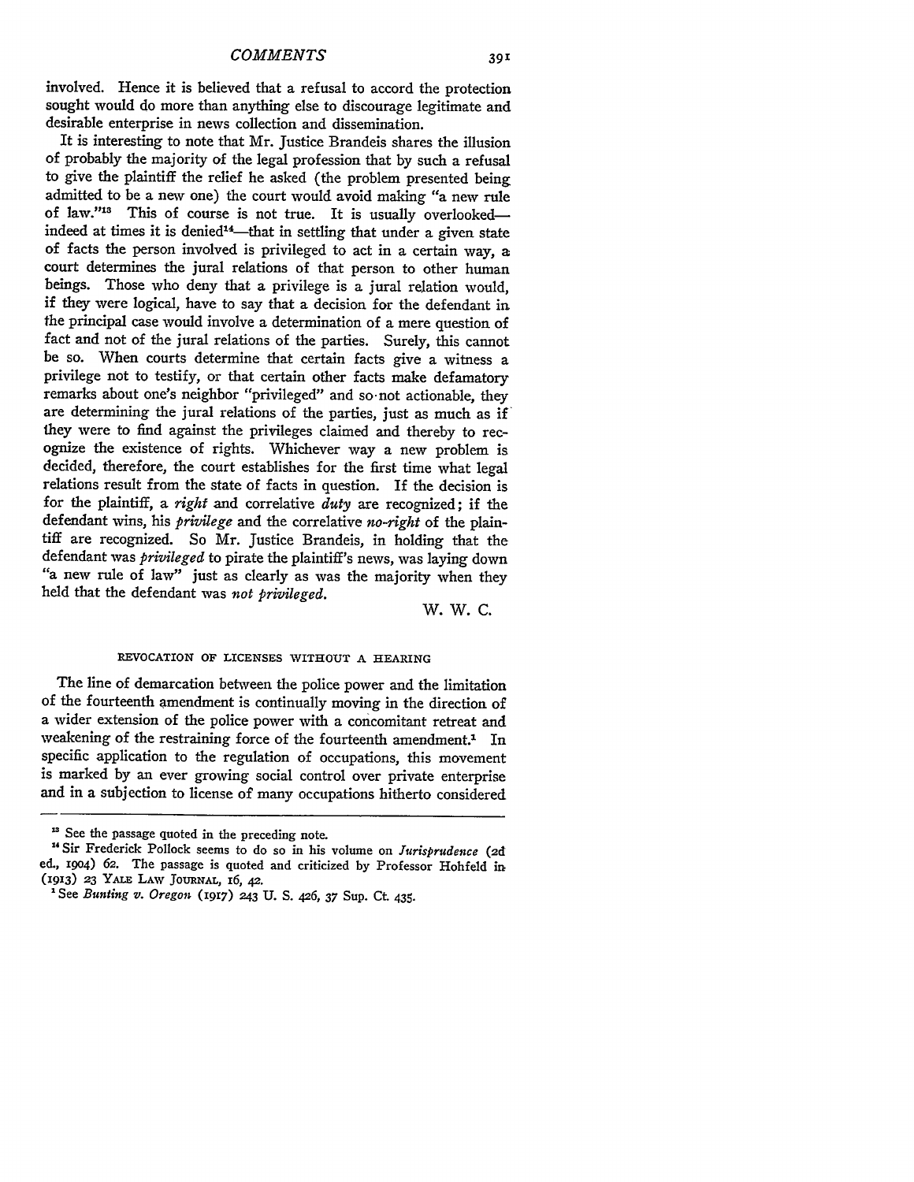involved. Hence it is believed that a refusal to accord the protection sought would do more than anything else to discourage legitimate and desirable enterprise in news collection and dissemination.

It is interesting to note that Mr. Justice Brandeis shares the illusion of probably the majority of the legal profession that by such a refusal to give the plaintiff the relief he asked (the problem presented being admitted to be a new one) the court would avoid making "a new rule of law."[13] This of course is not true. It is usually overlooked—indeed at times it is denied[14]—that in settling that under a given state of facts the person involved is privileged to act in a certain way, a court determines the jural relations of that person to other human beings. Those who deny that a privilege is a jural relation would, if they were logical, have to say that a decision for the defendant in the principal case would involve a determination of a mere question of fact and not of the jural relations of the parties. Surely, this cannot be so. When courts determine that certain facts give a witness a privilege not to testify, or that certain other facts make defamatory remarks about one's neighbor "privileged" and so not actionable, they are determining the jural relations of the parties, just as much as if they were to find against the privileges claimed and thereby to recognize the existence of rights. Whichever way a new problem is decided, therefore, the court establishes for the first time what legal relations result from the state of facts in question. If the decision is for the plaintiff, a *right* and correlative *duty* are recognized; if the defendant wins, his *privilege* and the correlative *no-right* of the plaintiff are recognized. So Mr. Justice Brandeis, in holding that the defendant was *privileged* to pirate the plaintiff's news, was laying down "a new rule of law" just as clearly as was the majority when they held that the defendant was *not privileged.*

W. W. C.

## REVOCATION OF LICENSES WITHOUT A HEARING

The line of demarcation between the police power and the limitation of the fourteenth amendment is continually moving in the direction of a wider extension of the police power with a concomitant retreat and weakening of the restraining force of the fourteenth amendment.[1] In specific application to the regulation of occupations, this movement is marked by an ever growing social control over private enterprise and in a subjection to license of many occupations hitherto considered

---

[13] See the passage quoted in the preceding note.

[14] Sir Frederick Pollock seems to do so in his volume on *Jurisprudence* (2d ed., 1904) 62. The passage is quoted and criticized by Professor Hohfeld in (1913) 23 YALE LAW JOURNAL, 16, 42.

[1] See *Bunting v. Oregon* (1917) 243 U. S. 426, 37 Sup. Ct. 435.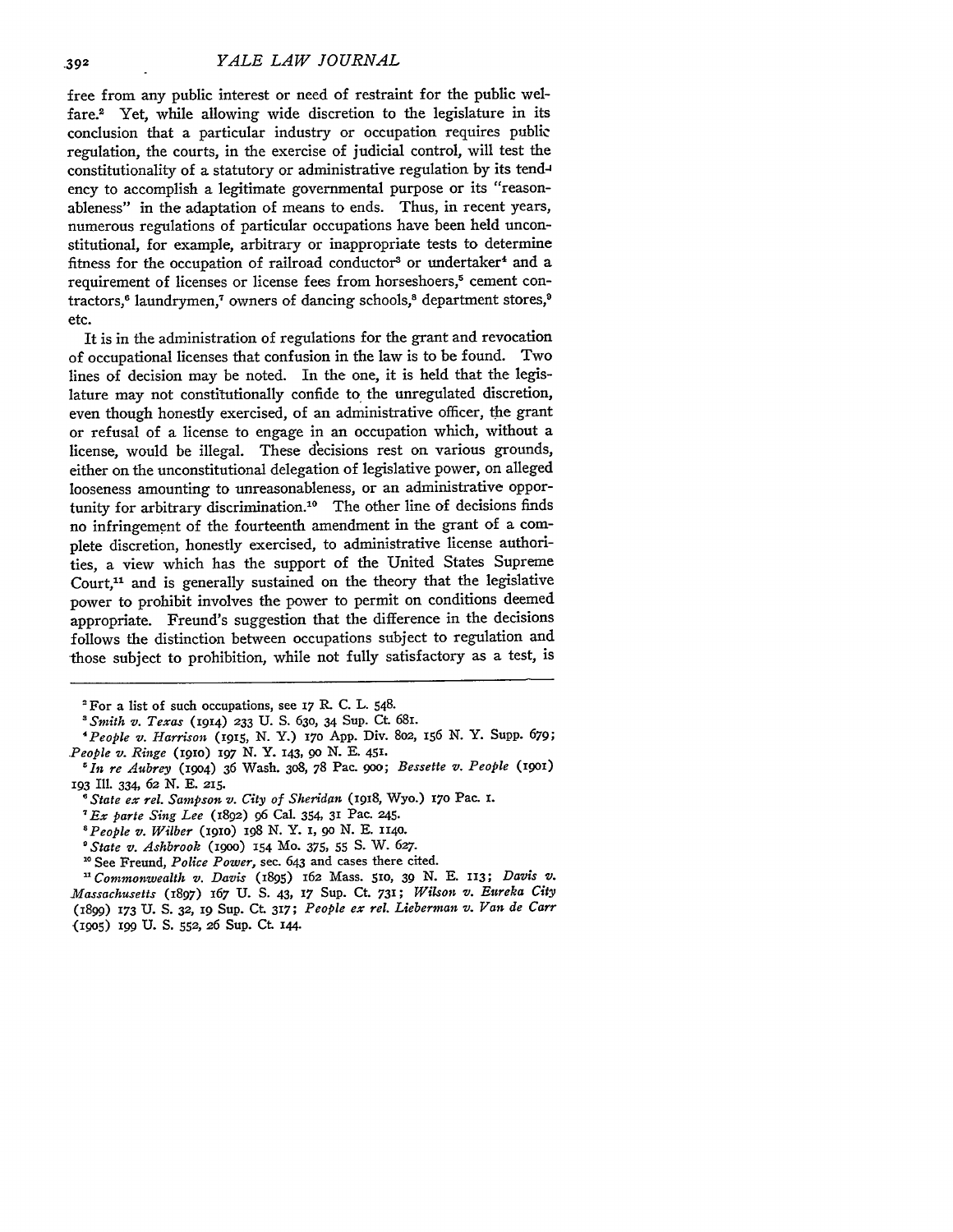free from any public interest or need of restraint for the public welfare.[2] Yet, while allowing wide discretion to the legislature in its conclusion that a particular industry or occupation requires public regulation, the courts, in the exercise of judicial control, will test the constitutionality of a statutory or administrative regulation by its tendency to accomplish a legitimate governmental purpose or its "reasonableness" in the adaptation of means to ends. Thus, in recent years, numerous regulations of particular occupations have been held unconstitutional, for example, arbitrary or inappropriate tests to determine fitness for the occupation of railroad conductor[3] or undertaker[4] and a requirement of licenses or license fees from horseshoers,[5] cement contractors,[6] laundrymen,[7] owners of dancing schools,[8] department stores,[9] etc.

It is in the administration of regulations for the grant and revocation of occupational licenses that confusion in the law is to be found. Two lines of decision may be noted. In the one, it is held that the legislature may not constitutionally confide to the unregulated discretion, even though honestly exercised, of an administrative officer, the grant or refusal of a license to engage in an occupation which, without a license, would be illegal. These decisions rest on various grounds, either on the unconstitutional delegation of legislative power, on alleged looseness amounting to unreasonableness, or an administrative opportunity for arbitrary discrimination.[10] The other line of decisions finds no infringement of the fourteenth amendment in the grant of a complete discretion, honestly exercised, to administrative license authorities, a view which has the support of the United States Supreme Court,[11] and is generally sustained on the theory that the legislative power to prohibit involves the power to permit on conditions deemed appropriate. Freund's suggestion that the difference in the decisions follows the distinction between occupations subject to regulation and those subject to prohibition, while not fully satisfactory as a test, is

---

[2] For a list of such occupations, see 17 R. C. L. 548.

[3] *Smith v. Texas* (1914) 233 U. S. 630, 34 Sup. Ct. 681.

[4] *People v. Harrison* (1915, N. Y.) 170 App. Div. 802, 156 N. Y. Supp. 679; *People v. Ringe* (1910) 197 N. Y. 143, 90 N. E. 451.

[5] *In re Aubrey* (1904) 36 Wash. 308, 78 Pac. 900; *Bessette v. People* (1901) 193 Ill. 334, 62 N. E. 215.

[6] *State ex rel. Sampson v. City of Sheridan* (1918, Wyo.) 170 Pac. 1.

[7] *Ex parte Sing Lee* (1892) 96 Cal. 354, 31 Pac. 245.

[8] *People v. Wilber* (1910) 198 N. Y. 1, 90 N. E. 1140.

[9] *State v. Ashbrook* (1900) 154 Mo. 375, 55 S. W. 627.

[10] See Freund, *Police Power*, sec. 643 and cases there cited.

[11] *Commonwealth v. Davis* (1895) 162 Mass. 510, 39 N. E. 113; *Davis v. Massachusetts* (1897) 167 U. S. 43, 17 Sup. Ct. 731; *Wilson v. Eureka City* (1899) 173 U. S. 32, 19 Sup. Ct. 317; *People ex rel. Lieberman v. Van de Carr* (1905) 199 U. S. 552, 26 Sup. Ct. 144.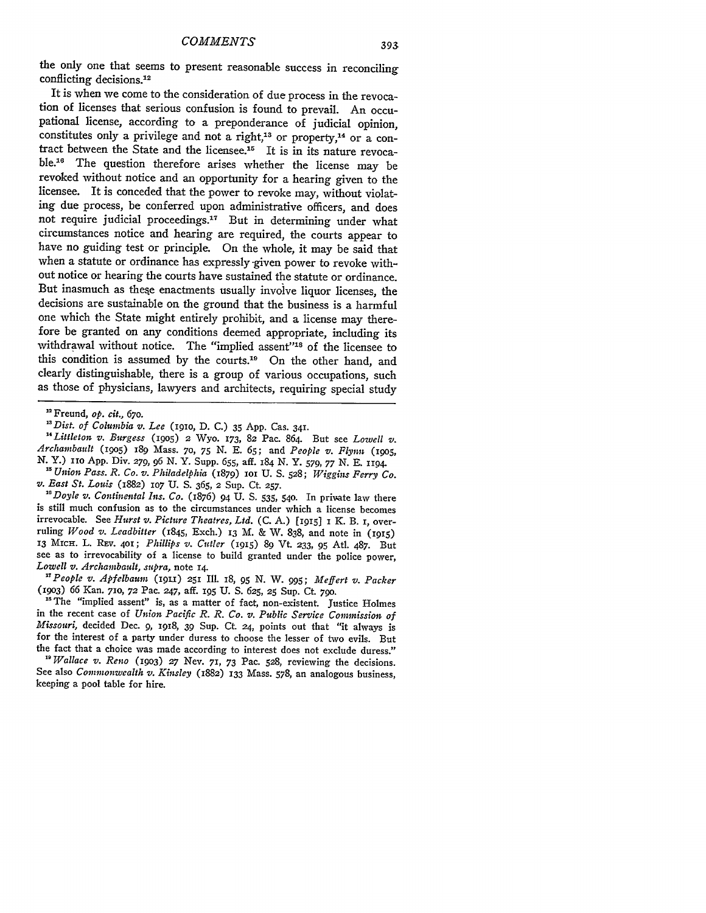the only one that seems to present reasonable success in reconciling conflicting decisions.[12]

It is when we come to the consideration of due process in the revocation of licenses that serious confusion is found to prevail. An occupational license, according to a preponderance of judicial opinion, constitutes only a privilege and not a right,[13] or property,[14] or a contract between the State and the licensee.[15] It is in its nature revocable.[16] The question therefore arises whether the license may be revoked without notice and an opportunity for a hearing given to the licensee. It is conceded that the power to revoke may, without violating due process, be conferred upon administrative officers, and does not require judicial proceedings.[17] But in determining under what circumstances notice and hearing are required, the courts appear to have no guiding test or principle. On the whole, it may be said that when a statute or ordinance has expressly given power to revoke without notice or hearing the courts have sustained the statute or ordinance. But inasmuch as these enactments usually involve liquor licenses, the decisions are sustainable on the ground that the business is a harmful one which the State might entirely prohibit, and a license may therefore be granted on any conditions deemed appropriate, including its withdrawal without notice. The "implied assent"[18] of the licensee to this condition is assumed by the courts.[19] On the other hand, and clearly distinguishable, there is a group of various occupations, such as those of physicians, lawyers and architects, requiring special study

---

[12] Freund, *op. cit.*, 670.

[13] *Dist. of Columbia v. Lee* (1910, D. C.) 35 App. Cas. 341.

[14] *Littleton v. Burgess* (1905) 2 Wyo. 173, 82 Pac. 864. But see *Lowell v. Archambault* (1905) 189 Mass. 70, 75 N. E. 65; and *People v. Flynn* (1905, N. Y.) 110 App. Div. 279, 96 N. Y. Supp. 655, aff. 184 N. Y. 579, 77 N. E. 1194.

[15] *Union Pass. R. Co. v. Philadelphia* (1879) 101 U. S. 528; *Wiggins Ferry Co. v. East St. Louis* (1882) 107 U. S. 365, 2 Sup. Ct. 257.

[16] *Doyle v. Continental Ins. Co.* (1876) 94 U. S. 535, 540. In private law there is still much confusion as to the circumstances under which a license becomes irrevocable. See *Hurst v. Picture Theatres, Ltd.* (C. A.) [1915] 1 K. B. 1, overruling *Wood v. Leadbitter* (1845, Exch.) 13 M. & W. 838, and note in (1915) 13 MICH. L. REV. 401; *Phillips v. Cutler* (1915) 89 Vt. 233, 95 Atl. 487. But see as to irrevocability of a license to build granted under the police power, *Lowell v. Archambault, supra*, note 14.

[17] *People v. Apfelbaum* (1911) 251 Ill. 18, 95 N. W. 995; *Meffert v. Packer* (1903) 66 Kan. 710, 72 Pac. 247, aff. 195 U. S. 625, 25 Sup. Ct. 790.

[18] The "implied assent" is, as a matter of fact, non-existent. Justice Holmes in the recent case of *Union Pacific R. R. Co. v. Public Service Commission of Missouri*, decided Dec. 9, 1918, 39 Sup. Ct. 24, points out that "it always is for the interest of a party under duress to choose the lesser of two evils. But the fact that a choice was made according to interest does not exclude duress."

[19] *Wallace v. Reno* (1903) 27 Nev. 71, 73 Pac. 528, reviewing the decisions. See also *Commonwealth v. Kinsley* (1882) 133 Mass. 578, an analogous business, keeping a pool table for hire.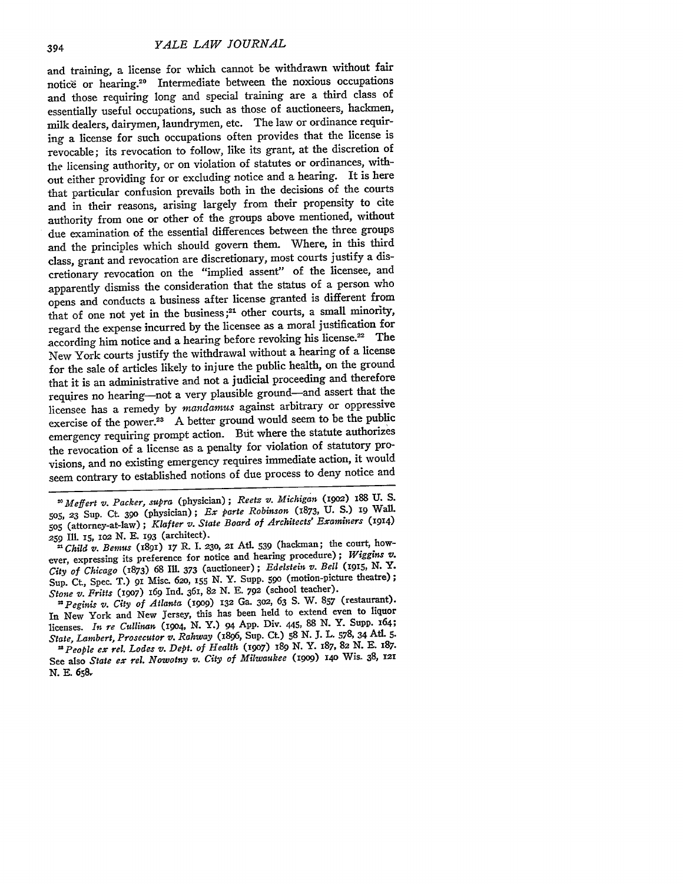and training, a license for which cannot be withdrawn without fair noticë or hearing.[20] Intermediate between the noxious occupations and those requiring long and special training are a third class of essentially useful occupations, such as those of auctioneers, hackmen, milk dealers, dairymen, laundrymen, etc. The law or ordinance requiring a license for such occupations often provides that the license is revocable; its revocation to follow, like its grant, at the discretion of the licensing authority, or on violation of statutes or ordinances, without either providing for or excluding notice and a hearing. It is here that particular confusion prevails both in the decisions of the courts and in their reasons, arising largely from their propensity to cite authority from one or other of the groups above mentioned, without due examination of the essential differences between the three groups and the principles which should govern them. Where, in this third class, grant and revocation are discretionary, most courts justify a discretionary revocation on the "implied assent" of the licensee, and apparently dismiss the consideration that the status of a person who opens and conducts a business after license granted is different from that of one not yet in the business;[21] other courts, a small minority, regard the expense incurred by the licensee as a moral justification for according him notice and a hearing before revoking his license.[22] The New York courts justify the withdrawal without a hearing of a license for the sale of articles likely to injure the public health, on the ground that it is an administrative and not a judicial proceeding and therefore requires no hearing—not a very plausible ground—and assert that the licensee has a remedy by *mandamus* against arbitrary or oppressive exercise of the power.[23] A better ground would seem to be the public emergency requiring prompt action. But where the statute authorizes the revocation of a license as a penalty for violation of statutory provisions, and no existing emergency requires immediate action, it would seem contrary to established notions of due process to deny notice and

---

[20] *Meffert v. Packer, supra* (physician); *Reetz v. Michigan* (1902) 188 U. S. 505, 23 Sup. Ct. 390 (physician); *Ex parte Robinson* (1873, U. S.) 19 Wall. 505 (attorney-at-law); *Klafter v. State Board of Architects' Examiners* (1914) 259 Ill. 15, 102 N. E. 193 (architect).

[21] *Child v. Bemus* (1891) 17 R. I. 230, 21 Atl. 539 (hackman; the court, however, expressing its preference for notice and hearing procedure); *Wiggins v. City of Chicago* (1873) 68 Ill. 373 (auctioneer); *Edelstein v. Bell* (1915, N. Y. Sup. Ct., Spec. T.) 91 Misc. 620, 155 N. Y. Supp. 590 (motion-picture theatre); *Stone v. Fritts* (1907) 169 Ind. 361, 82 N. E. 792 (school teacher).

[22] *Peginis v. City of Atlanta* (1909) 132 Ga. 302, 63 S. W. 857 (restaurant). In New York and New Jersey, this has been held to extend even to liquor licenses. *In re Cullinan* (1904, N. Y.) 94 App. Div. 445, 88 N. Y. Supp. 164; *State, Lambert, Prosecutor v. Rahway* (1896, Sup. Ct.) 58 N. J. L. 578, 34 Atl. 5.

[23] *People ex rel. Lodes v. Dept. of Health* (1907) 189 N. Y. 187, 82 N. E. 187. See also *State ex rel. Nowotny v. City of Milwaukee* (1909) 140 Wis. 38, 121 N. E. 658.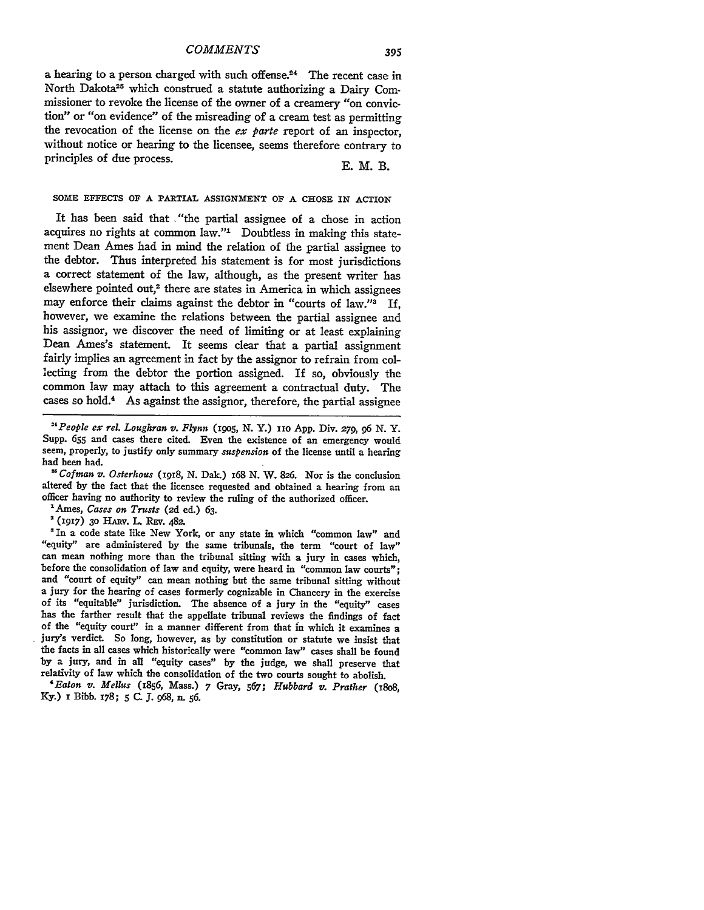a hearing to a person charged with such offense.[24] The recent case in North Dakota[25] which construed a statute authorizing a Dairy Commissioner to revoke the license of the owner of a creamery "on conviction" or "on evidence" of the misreading of a cream test as permitting the revocation of the license on the *ex parte* report of an inspector, without notice or hearing to the licensee, seems therefore contrary to principles of due process.

E. M. B.

## SOME EFFECTS OF A PARTIAL ASSIGNMENT OF A CHOSE IN ACTION

It has been said that "the partial assignee of a chose in action acquires no rights at common law."[1] Doubtless in making this statement Dean Ames had in mind the relation of the partial assignee to the debtor. Thus interpreted his statement is for most jurisdictions a correct statement of the law, although, as the present writer has elsewhere pointed out,[2] there are states in America in which assignees may enforce their claims against the debtor in "courts of law."[3] If, however, we examine the relations between the partial assignee and his assignor, we discover the need of limiting or at least explaining Dean Ames's statement. It seems clear that a partial assignment fairly implies an agreement in fact by the assignor to refrain from collecting from the debtor the portion assigned. If so, obviously the common law may attach to this agreement a contractual duty. The cases so hold.[4] As against the assignor, therefore, the partial assignee

---

[24] *People ex rel. Loughran v. Flynn* (1905, N. Y.) 110 App. Div. 279, 96 N. Y. Supp. 655 and cases there cited. Even the existence of an emergency would seem, properly, to justify only summary *suspension* of the license until a hearing had been had.

[25] *Cofman v. Osterhous* (1918, N. Dak.) 168 N. W. 826. Nor is the conclusion altered by the fact that the licensee requested and obtained a hearing from an officer having no authority to review the ruling of the authorized officer.

[1] Ames, *Cases on Trusts* (2d ed.) 63.

[2] (1917) 30 HARV. L. REV. 482.

[3] In a code state like New York, or any state in which "common law" and "equity" are administered by the same tribunals, the term "court of law" can mean nothing more than the tribunal sitting with a jury in cases which, before the consolidation of law and equity, were heard in "common law courts"; and "court of equity" can mean nothing but the same tribunal sitting without a jury for the hearing of cases formerly cognizable in Chancery in the exercise of its "equitable" jurisdiction. The absence of a jury in the "equity" cases has the farther result that the appellate tribunal reviews the findings of fact of the "equity court" in a manner different from that in which it examines a jury's verdict. So long, however, as by constitution or statute we insist that the facts in all cases which historically were "common law" cases shall be found by a jury, and in all "equity cases" by the judge, we shall preserve that relativity of law which the consolidation of the two courts sought to abolish.

[4] *Eaton v. Mellus* (1856, Mass.) 7 Gray, 567; *Hubbard v. Prather* (1808, Ky.) 1 Bibb. 178; 5 C. J. 968, n. 56.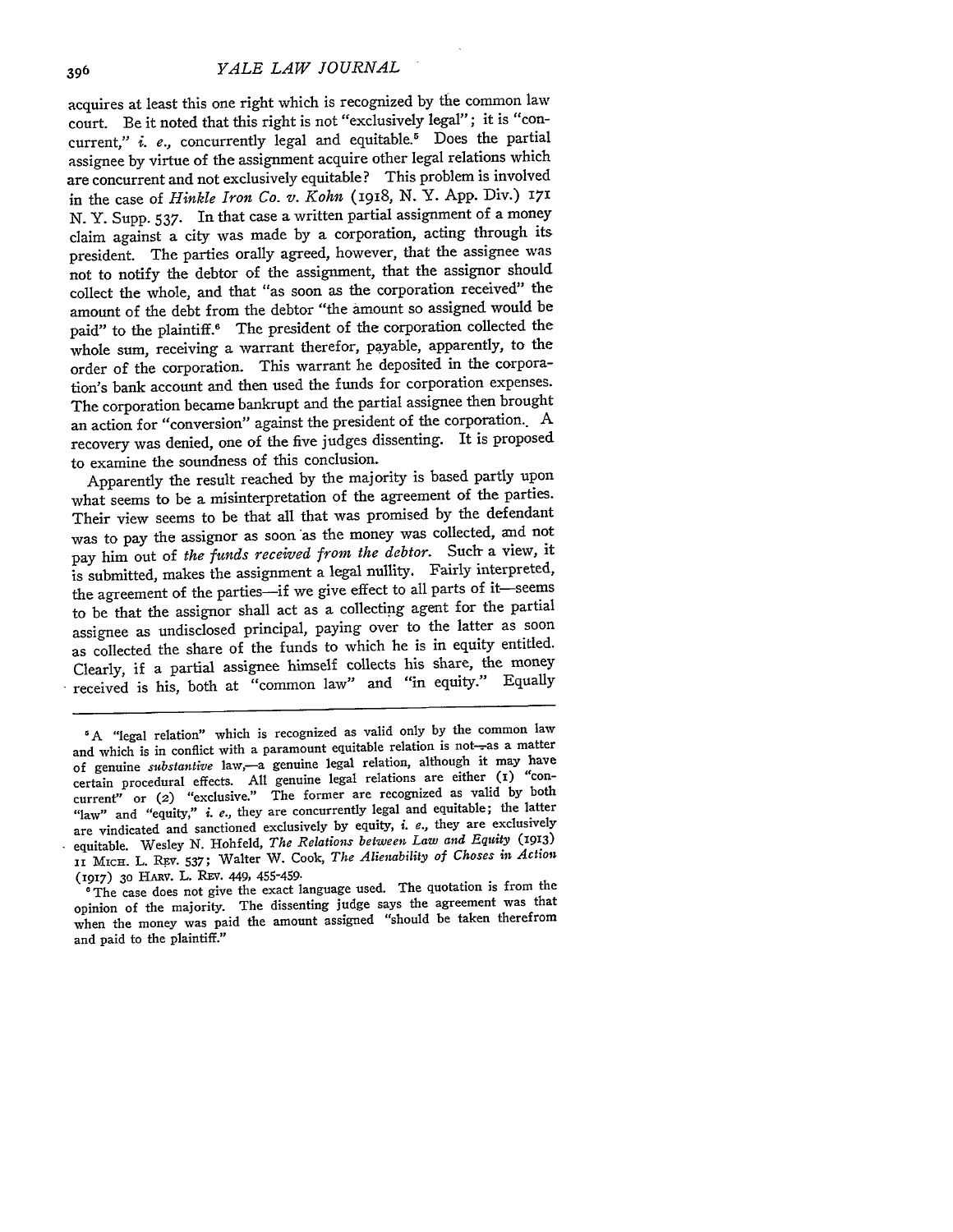acquires at least this one right which is recognized by the common law court. Be it noted that this right is not "exclusively legal"; it is "concurrent," *i. e.*, concurrently legal and equitable.[5] Does the partial assignee by virtue of the assignment acquire other legal relations which are concurrent and not exclusively equitable? This problem is involved in the case of *Hinkle Iron Co. v. Kohn* (1918, N. Y. App. Div.) 171 N. Y. Supp. 537. In that case a written partial assignment of a money claim against a city was made by a corporation, acting through its president. The parties orally agreed, however, that the assignee was not to notify the debtor of the assignment, that the assignor should collect the whole, and that "as soon as the corporation received" the amount of the debt from the debtor "the amount so assigned would be paid" to the plaintiff.[6] The president of the corporation collected the whole sum, receiving a warrant therefor, payable, apparently, to the order of the corporation. This warrant he deposited in the corporation's bank account and then used the funds for corporation expenses. The corporation became bankrupt and the partial assignee then brought an action for "conversion" against the president of the corporation. A recovery was denied, one of the five judges dissenting. It is proposed to examine the soundness of this conclusion.

Apparently the result reached by the majority is based partly upon what seems to be a misinterpretation of the agreement of the parties. Their view seems to be that all that was promised by the defendant was to pay the assignor as soon as the money was collected, and not pay him out of *the funds received from the debtor*. Such a view, it is submitted, makes the assignment a legal nullity. Fairly interpreted, the agreement of the parties—if we give effect to all parts of it—seems to be that the assignor shall act as a collecting agent for the partial assignee as undisclosed principal, paying over to the latter as soon as collected the share of the funds to which he is in equity entitled. Clearly, if a partial assignee himself collects his share, the money received is his, both at "common law" and "in equity." Equally

---

[5] A "legal relation" which is recognized as valid only by the common law and which is in conflict with a paramount equitable relation is not—as a matter of genuine *substantive* law,—a genuine legal relation, although it may have certain procedural effects. All genuine legal relations are either (1) "concurrent" or (2) "exclusive." The former are recognized as valid by both "law" and "equity," *i. e.*, they are concurrently legal and equitable; the latter are vindicated and sanctioned exclusively by equity, *i. e.*, they are exclusively equitable. Wesley N. Hohfeld, *The Relations between Law and Equity* (1913) 11 MICH. L. REV. 537; Walter W. Cook, *The Alienability of Choses in Action* (1917) 30 HARV. L. REV. 449, 455-459.

[6] The case does not give the exact language used. The quotation is from the opinion of the majority. The dissenting judge says the agreement was that when the money was paid the amount assigned "should be taken therefrom and paid to the plaintiff."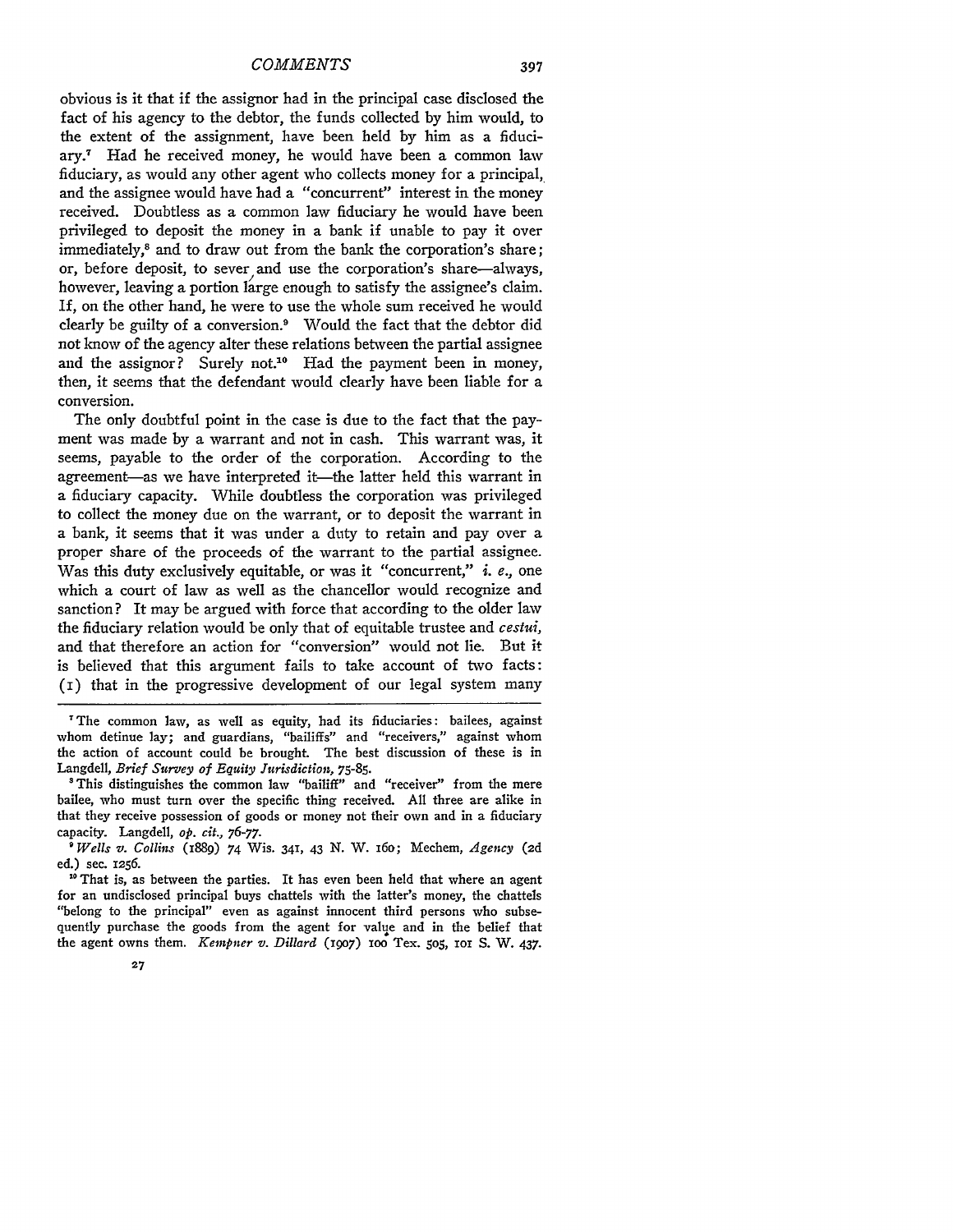obvious is it that if the assignor had in the principal case disclosed the fact of his agency to the debtor, the funds collected by him would, to the extent of the assignment, have been held by him as a fiduciary.[7] Had he received money, he would have been a common law fiduciary, as would any other agent who collects money for a principal, and the assignee would have had a "concurrent" interest in the money received. Doubtless as a common law fiduciary he would have been privileged to deposit the money in a bank if unable to pay it over immediately,[8] and to draw out from the bank the corporation's share; or, before deposit, to sever and use the corporation's share—always, however, leaving a portion large enough to satisfy the assignee's claim. If, on the other hand, he were to use the whole sum received he would clearly be guilty of a conversion.[9] Would the fact that the debtor did not know of the agency alter these relations between the partial assignee and the assignor? Surely not.[10] Had the payment been in money, then, it seems that the defendant would clearly have been liable for a conversion.

The only doubtful point in the case is due to the fact that the payment was made by a warrant and not in cash. This warrant was, it seems, payable to the order of the corporation. According to the agreement—as we have interpreted it—the latter held this warrant in a fiduciary capacity. While doubtless the corporation was privileged to collect the money due on the warrant, or to deposit the warrant in a bank, it seems that it was under a duty to retain and pay over a proper share of the proceeds of the warrant to the partial assignee. Was this duty exclusively equitable, or was it "concurrent," *i. e.*, one which a court of law as well as the chancellor would recognize and sanction? It may be argued with force that according to the older law the fiduciary relation would be only that of equitable trustee and *cestui*, and that therefore an action for "conversion" would not lie. But it is believed that this argument fails to take account of two facts: (1) that in the progressive development of our legal system many

---

[7] The common law, as well as equity, had its fiduciaries: bailees, against whom detinue lay; and guardians, "bailiffs" and "receivers," against whom the action of account could be brought. The best discussion of these is in Langdell, *Brief Survey of Equity Jurisdiction*, 75-85.

[8] This distinguishes the common law "bailiff" and "receiver" from the mere bailee, who must turn over the specific thing received. All three are alike in that they receive possession of goods or money not their own and in a fiduciary capacity. Langdell, *op. cit.*, 76-77.

[9] *Wells v. Collins* (1889) 74 Wis. 341, 43 N. W. 160; Mechem, *Agency* (2d ed.) sec. 1256.

[10] That is, as between the parties. It has even been held that where an agent for an undisclosed principal buys chattels with the latter's money, the chattels "belong to the principal" even as against innocent third persons who subsequently purchase the goods from the agent for value and in the belief that the agent owns them. *Kempner v. Dillard* (1907) 100 Tex. 505, 101 S. W. 437.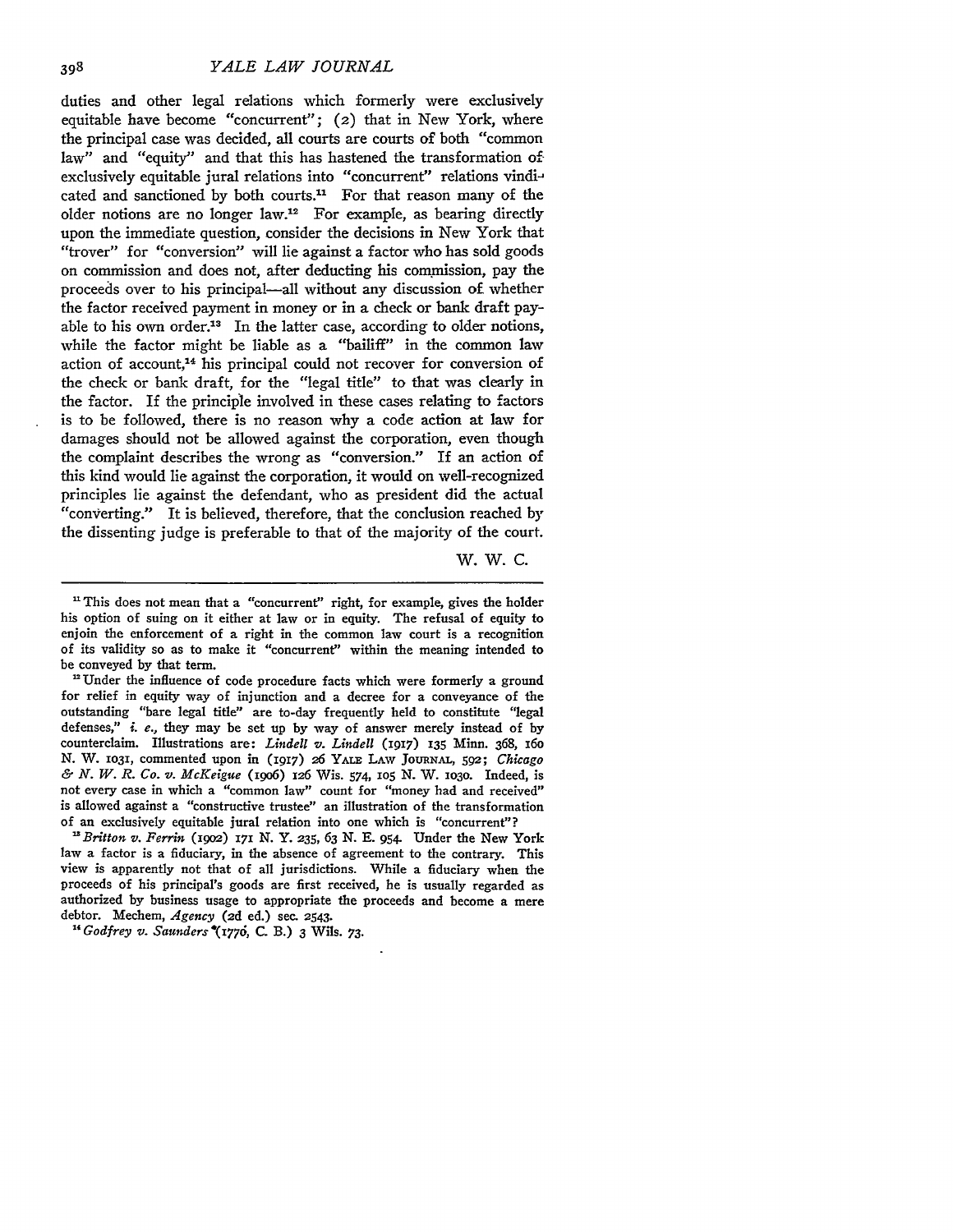duties and other legal relations which formerly were exclusively equitable have become "concurrent"; (2) that in New York, where the principal case was decided, all courts are courts of both "common law" and "equity" and that this has hastened the transformation of exclusively equitable jural relations into "concurrent" relations vindicated and sanctioned by both courts.[11] For that reason many of the older notions are no longer law.[12] For example, as bearing directly upon the immediate question, consider the decisions in New York that "trover" for "conversion" will lie against a factor who has sold goods on commission and does not, after deducting his commission, pay the proceeds over to his principal—all without any discussion of whether the factor received payment in money or in a check or bank draft payable to his own order.[13] In the latter case, according to older notions, while the factor might be liable as a "bailiff" in the common law action of account,[14] his principal could not recover for conversion of the check or bank draft, for the "legal title" to that was clearly in the factor. If the principle involved in these cases relating to factors is to be followed, there is no reason why a code action at law for damages should not be allowed against the corporation, even though the complaint describes the wrong as "conversion." If an action of this kind would lie against the corporation, it would on well-recognized principles lie against the defendant, who as president did the actual "converting." It is believed, therefore, that the conclusion reached by the dissenting judge is preferable to that of the majority of the court.

W. W. C.

---

[11] This does not mean that a "concurrent" right, for example, gives the holder his option of suing on it either at law or in equity. The refusal of equity to enjoin the enforcement of a right in the common law court is a recognition of its validity so as to make it "concurrent" within the meaning intended to be conveyed by that term.

[12] Under the influence of code procedure facts which were formerly a ground for relief in equity way of injunction and a decree for a conveyance of the outstanding "bare legal title" are to-day frequently held to constitute "legal defenses," *i. e.*, they may be set up by way of answer merely instead of by counterclaim. Illustrations are: *Lindell v. Lindell* (1917) 135 Minn. 368, 160 N. W. 1031, commented upon in (1917) 26 YALE LAW JOURNAL, 592; *Chicago & N. W. R. Co. v. McKeigue* (1906) 126 Wis. 574, 105 N. W. 1030. Indeed, is not every case in which a "common law" count for "money had and received" is allowed against a "constructive trustee" an illustration of the transformation of an exclusively equitable jural relation into one which is "concurrent"?

[13] *Britton v. Ferrin* (1902) 171 N. Y. 235, 63 N. E. 954. Under the New York law a factor is a fiduciary, in the absence of agreement to the contrary. This view is apparently not that of all jurisdictions. While a fiduciary when the proceeds of his principal's goods are first received, he is usually regarded as authorized by business usage to appropriate the proceeds and become a mere debtor. Mechem, *Agency* (2d ed.) sec. 2543.

[14] *Godfrey v. Saunders* (1770, C. B.) 3 Wils. 73.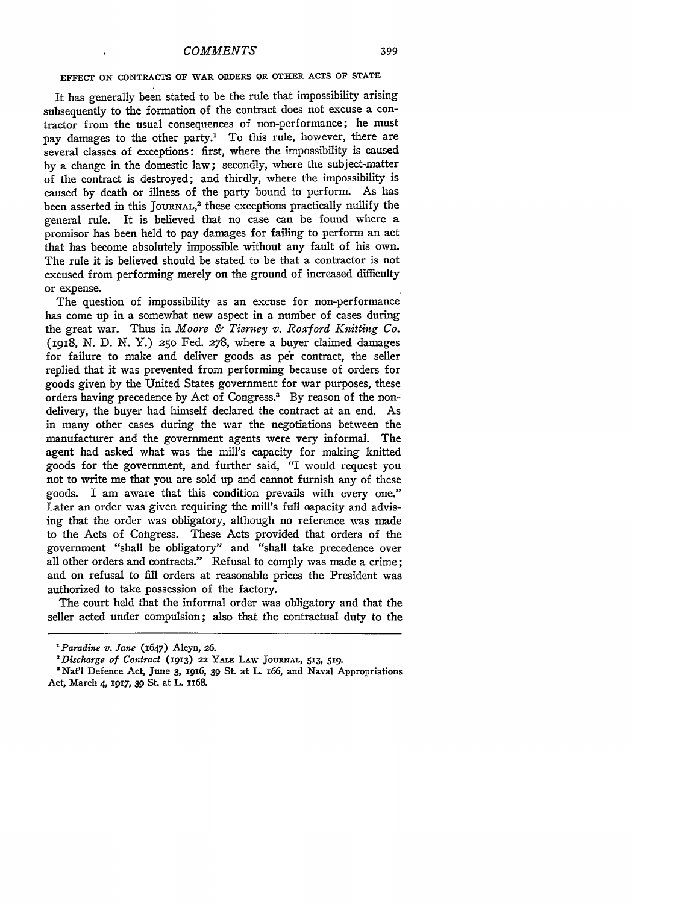## EFFECT ON CONTRACTS OF WAR ORDERS OR OTHER ACTS OF STATE

It has generally been stated to be the rule that impossibility arising subsequently to the formation of the contract does not excuse a contractor from the usual consequences of non-performance; he must pay damages to the other party.[1] To this rule, however, there are several classes of exceptions: first, where the impossibility is caused by a change in the domestic law; secondly, where the subject-matter of the contract is destroyed; and thirdly, where the impossibility is caused by death or illness of the party bound to perform. As has been asserted in this JOURNAL,[2] these exceptions practically nullify the general rule. It is believed that no case can be found where a promisor has been held to pay damages for failing to perform an act that has become absolutely impossible without any fault of his own. The rule it is believed should be stated to be that a contractor is not excused from performing merely on the ground of increased difficulty or expense.

The question of impossibility as an excuse for non-performance has come up in a somewhat new aspect in a number of cases during the great war. Thus in *Moore & Tierney v. Roxford Knitting Co.* (1918, N. D. N. Y.) 250 Fed. 278, where a buyer claimed damages for failure to make and deliver goods as per contract, the seller replied that it was prevented from performing because of orders for goods given by the United States government for war purposes, these orders having precedence by Act of Congress.[3] By reason of the non-delivery, the buyer had himself declared the contract at an end. As in many other cases during the war the negotiations between the manufacturer and the government agents were very informal. The agent had asked what was the mill's capacity for making knitted goods for the government, and further said, "I would request you not to write me that you are sold up and cannot furnish any of these goods. I am aware that this condition prevails with every one." Later an order was given requiring the mill's full capacity and advising that the order was obligatory, although no reference was made to the Acts of Congress. These Acts provided that orders of the government "shall be obligatory" and "shall take precedence over all other orders and contracts." Refusal to comply was made a crime; and on refusal to fill orders at reasonable prices the President was authorized to take possession of the factory.

The court held that the informal order was obligatory and that the seller acted under compulsion; also that the contractual duty to the

---

[1] *Paradine v. Jane* (1647) Aleyn, 26.

[2] *Discharge of Contract* (1913) 22 YALE LAW JOURNAL, 513, 519.

[3] Nat'l Defence Act, June 3, 1916, 39 St. at L. 166, and Naval Appropriations Act, March 4, 1917, 39 St. at L. 1168.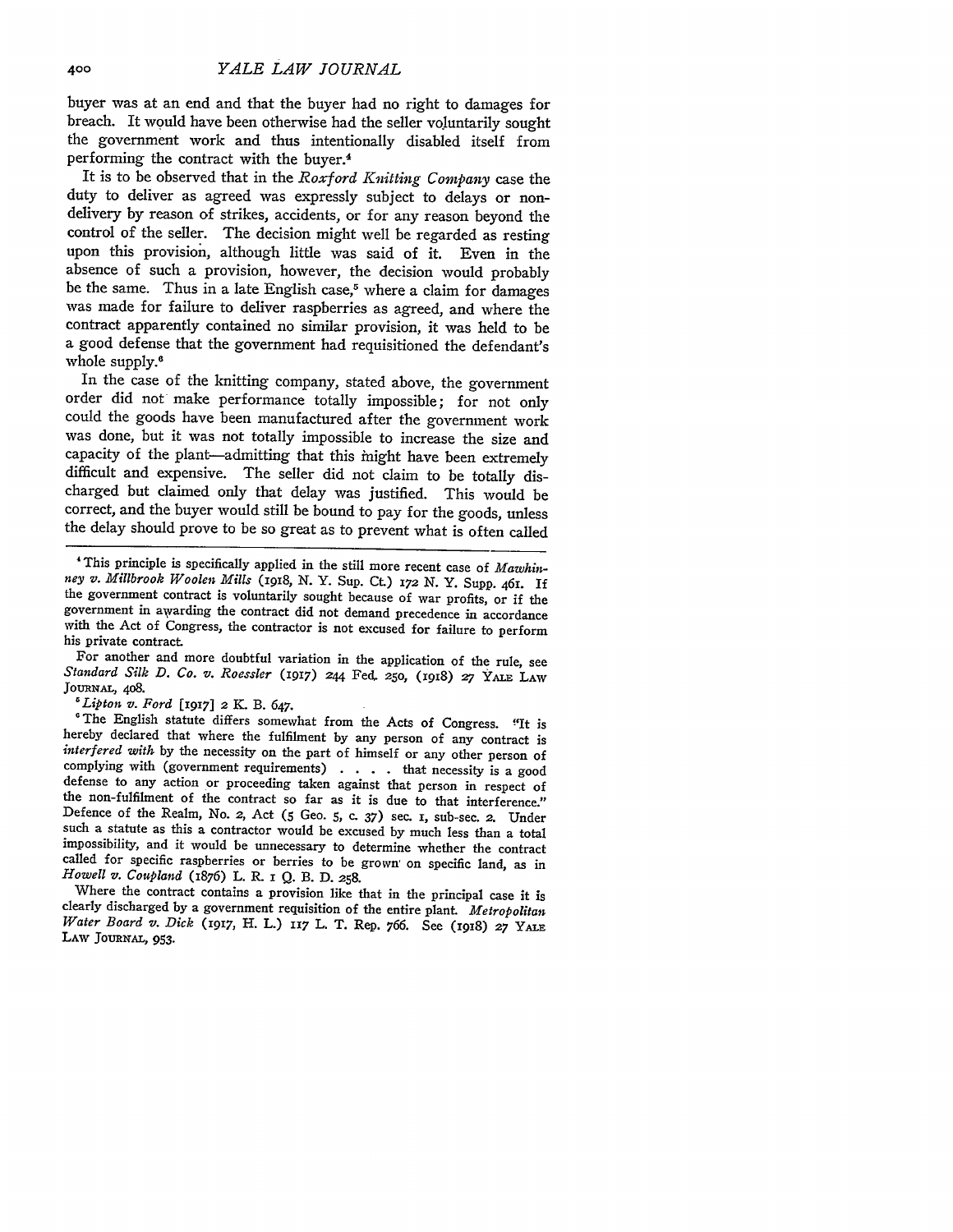buyer was at an end and that the buyer had no right to damages for breach. It would have been otherwise had the seller voluntarily sought the government work and thus intentionally disabled itself from performing the contract with the buyer.[4]

It is to be observed that in the *Roxford Knitting Company* case the duty to deliver as agreed was expressly subject to delays or non-delivery by reason of strikes, accidents, or for any reason beyond the control of the seller. The decision might well be regarded as resting upon this provision, although little was said of it. Even in the absence of such a provision, however, the decision would probably be the same. Thus in a late English case,[5] where a claim for damages was made for failure to deliver raspberries as agreed, and where the contract apparently contained no similar provision, it was held to be a good defense that the government had requisitioned the defendant's whole supply.[6]

In the case of the knitting company, stated above, the government order did not make performance totally impossible; for not only could the goods have been manufactured after the government work was done, but it was not totally impossible to increase the size and capacity of the plant—admitting that this might have been extremely difficult and expensive. The seller did not claim to be totally discharged but claimed only that delay was justified. This would be correct, and the buyer would still be bound to pay for the goods, unless the delay should prove to be so great as to prevent what is often called

---

[4] This principle is specifically applied in the still more recent case of *Mawhinney v. Millbrook Woolen Mills* (1918, N. Y. Sup. Ct.) 172 N. Y. Supp. 461. If the government contract is voluntarily sought because of war profits, or if the government in awarding the contract did not demand precedence in accordance with the Act of Congress, the contractor is not excused for failure to perform his private contract.

For another and more doubtful variation in the application of the rule, see *Standard Silk D. Co. v. Roessler* (1917) 244 Fed. 250, (1918) 27 YALE LAW JOURNAL, 408.

[5] *Lipton v. Ford* [1917] 2 K. B. 647.

[6] The English statute differs somewhat from the Acts of Congress. "It is hereby declared that where the fulfilment by any person of any contract is *interfered with* by the necessity on the part of himself or any other person of complying with (government requirements) . . . . that necessity is a good defense to any action or proceeding taken against that person in respect of the non-fulfilment of the contract so far as it is due to that interference." Defence of the Realm, No. 2, Act (5 Geo. 5, c. 37) sec. 1, sub-sec. 2. Under such a statute as this a contractor would be excused by much less than a total impossibility, and it would be unnecessary to determine whether the contract called for specific raspberries or berries to be grown on specific land, as in *Howell v. Coupland* (1876) L. R. 1 Q. B. D. 258.

Where the contract contains a provision like that in the principal case it is clearly discharged by a government requisition of the entire plant. *Metropolitan Water Board v. Dick* (1917, H. L.) 117 L. T. Rep. 766. See (1918) 27 YALE LAW JOURNAL, 953.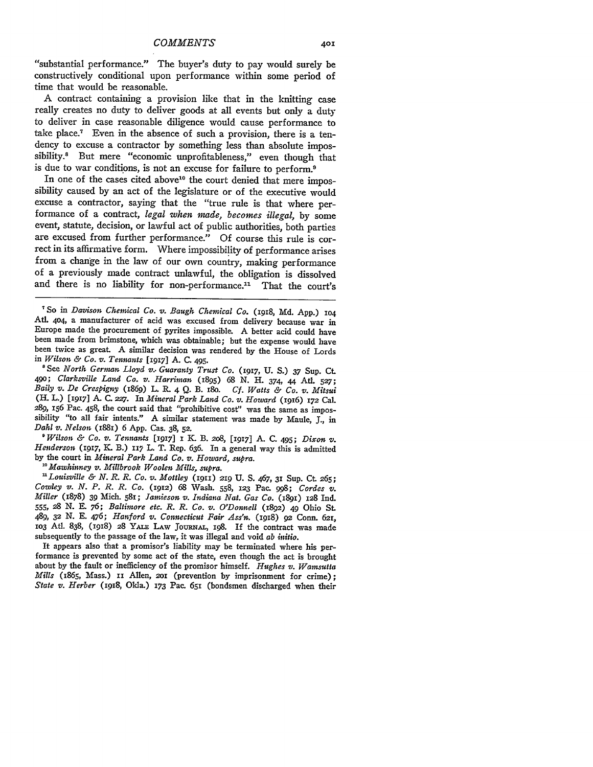"substantial performance." The buyer's duty to pay would surely be constructively conditional upon performance within some period of time that would be reasonable.

A contract containing a provision like that in the knitting case really creates no duty to deliver goods at all events but only a duty to deliver in case reasonable diligence would cause performance to take place.[7] Even in the absence of such a provision, there is a tendency to excuse a contractor by something less than absolute impossibility.[8] But mere "economic unprofitableness," even though that is due to war conditions, is not an excuse for failure to perform.[9]

In one of the cases cited above[10] the court denied that mere impossibility caused by an act of the legislature or of the executive would excuse a contractor, saying that the "true rule is that where performance of a contract, *legal when made, becomes illegal*, by some event, statute, decision, or lawful act of public authorities, both parties are excused from further performance." Of course this rule is correct in its affirmative form. Where impossibility of performance arises from a change in the law of our own country, making performance of a previously made contract unlawful, the obligation is dissolved and there is no liability for non-performance.[11] That the court's

---

[7] So in *Davison Chemical Co. v. Baugh Chemical Co.* (1918, Md. App.) 104 Atl. 404, a manufacturer of acid was excused from delivery because war in Europe made the procurement of pyrites impossible. A better acid could have been made from brimstone, which was obtainable; but the expense would have been twice as great. A similar decision was rendered by the House of Lords in *Wilson & Co. v. Tennants* [1917] A. C. 495.

[8] See *North German Lloyd v. Guaranty Trust Co.* (1917, U. S.) 37 Sup. Ct. 490; *Clarksville Land Co. v. Harriman* (1895) 68 N. H. 374, 44 Atl. 527; *Baily v. De Crespigny* (1869) L. R. 4 Q. B. 180. *Cf. Watts & Co. v. Mitsui* (H. L.) [1917] A. C. 227. In *Mineral Park Land Co. v. Howard* (1916) 172 Cal. 289, 156 Pac. 458, the court said that "prohibitive cost" was the same as impossibility "to all fair intents." A similar statement was made by Maule, J., in *Dahl v. Nelson* (1881) 6 App. Cas. 38, 52.

[9] *Wilson & Co. v. Tennants* [1917] 1 K. B. 208, [1917] A. C. 495; *Dixon v. Henderson* (1917, K. B.) 117 L. T. Rep. 636. In a general way this is admitted by the court in *Mineral Park Land Co. v. Howard, supra.*

[10] *Mawhinney v. Millbrook Woolen Mills, supra.*

[11] *Louisville & N. R. R. Co. v. Mottley* (1911) 219 U. S. 467, 31 Sup. Ct. 265; *Cowley v. N. P. R. R. Co.* (1912) 68 Wash. 558, 123 Pac. 998; *Cordes v. Miller* (1878) 39 Mich. 581; *Jamieson v. Indiana Nat. Gas Co.* (1891) 128 Ind. 555, 28 N. E. 76; *Baltimore etc. R. R. Co. v. O'Donnell* (1892) 49 Ohio St. 489, 32 N. E. 476; *Hanford v. Connecticut Fair Ass'n.* (1918) 92 Conn. 621, 103 Atl. 838, (1918) 28 YALE LAW JOURNAL, 198. If the contract was made subsequently to the passage of the law, it was illegal and void *ab initio*.

It appears also that a promisor's liability may be terminated where his performance is prevented by some act of the state, even though the act is brought about by the fault or inefficiency of the promisor himself. *Hughes v. Wamsutta Mills* (1865, Mass.) 11 Allen, 201 (prevention by imprisonment for crime); *State v. Herber* (1918, Okla.) 173 Pac. 651 (bondsmen discharged when their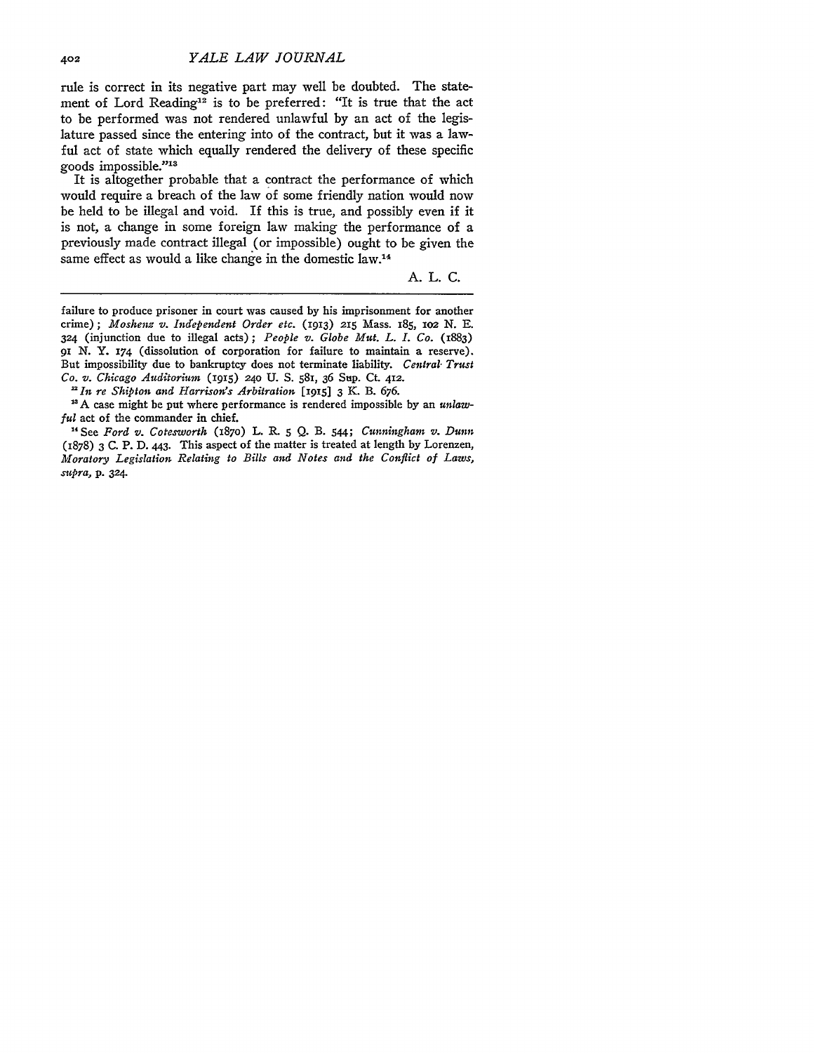rule is correct in its negative part may well be doubted. The statement of Lord Reading[12] is to be preferred: "It is true that the act to be performed was not rendered unlawful by an act of the legislature passed since the entering into of the contract, but it was a lawful act of state which equally rendered the delivery of these specific goods impossible."[13]

It is altogether probable that a contract the performance of which would require a breach of the law of some friendly nation would now be held to be illegal and void. If this is true, and possibly even if it is not, a change in some foreign law making the performance of a previously made contract illegal (or impossible) ought to be given the same effect as would a like change in the domestic law.[14]

A. L. C.

---

failure to produce prisoner in court was caused by his imprisonment for another crime); *Moshenz v. Independent Order etc.* (1913) 215 Mass. 185, 102 N. E. 324 (injunction due to illegal acts); *People v. Globe Mut. L. I. Co.* (1883) 91 N. Y. 174 (dissolution of corporation for failure to maintain a reserve). But impossibility due to bankruptcy does not terminate liability. *Central Trust Co. v. Chicago Auditorium* (1915) 240 U. S. 581, 36 Sup. Ct. 412.

[12] *In re Shipton and Harrison's Arbitration* [1915] 3 K. B. 676.

[13] A case might be put where performance is rendered impossible by an *unlawful* act of the commander in chief.

[14] See *Ford v. Cotesworth* (1870) L. R. 5 Q. B. 544; *Cunningham v. Dunn* (1878) 3 C. P. D. 443. This aspect of the matter is treated at length by Lorenzen, *Moratory Legislation Relating to Bills and Notes and the Conflict of Laws*, *supra*, p. 324.